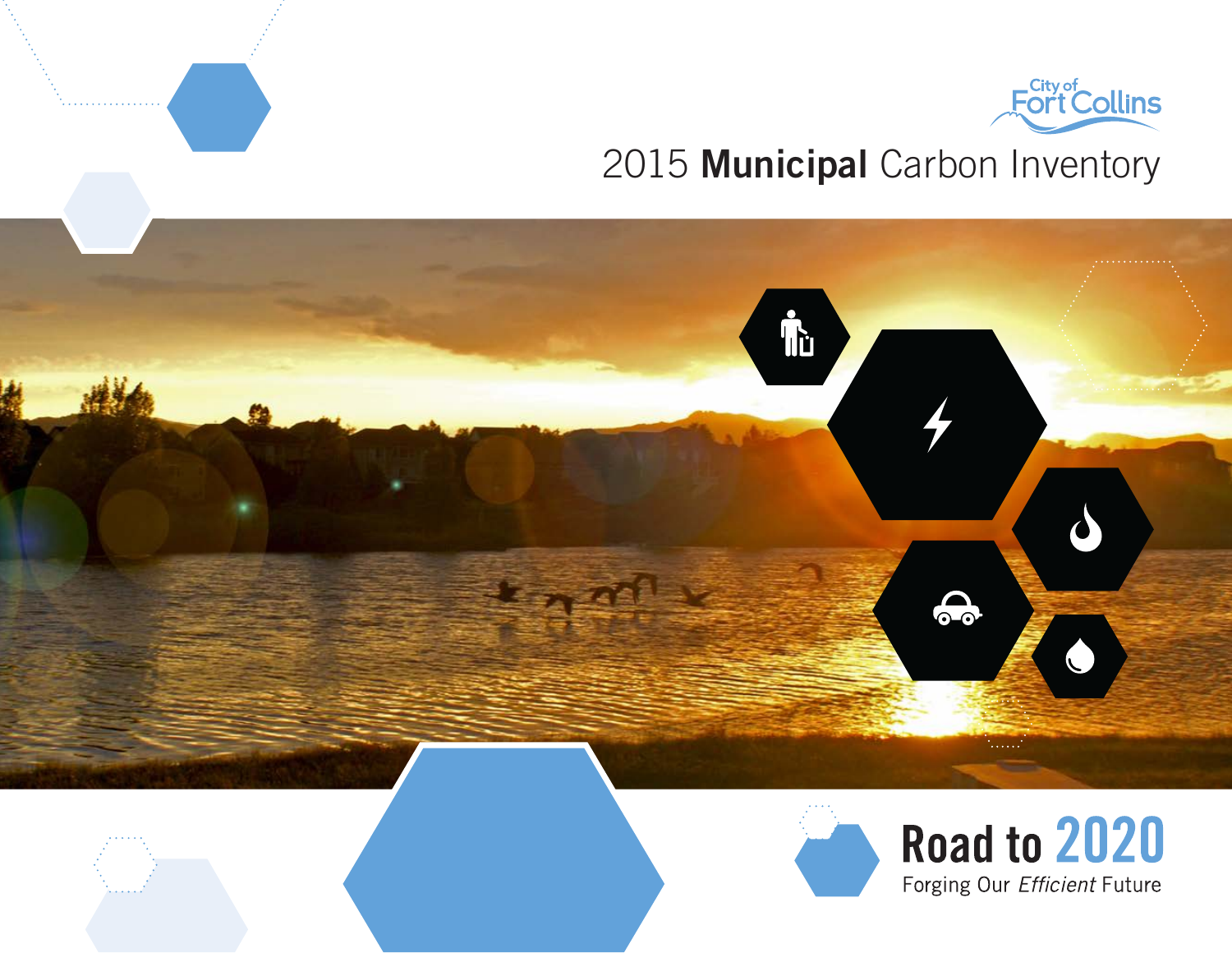City of Fort Collins

# 2015 **Municipal** Carbon Inventory

## Road to 2020

Forging Our *Efficient* Future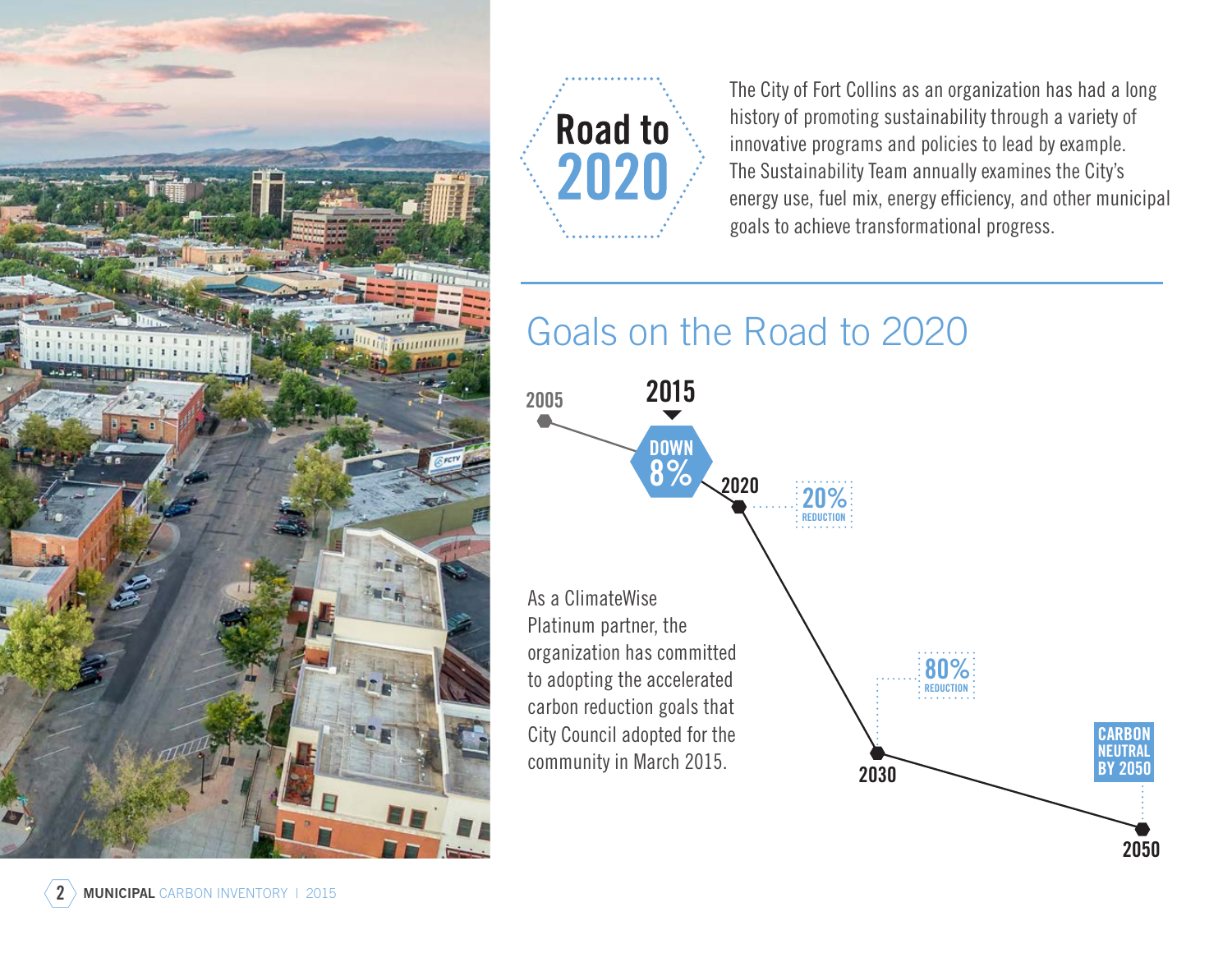# Road to 2020

The City of Fort Collins as an organization has had a long history of promoting sustainability through a variety of innovative programs and policies to lead by example. The Sustainability Team annually examines the City's energy use, fuel mix, energy efficiency, and other municipal goals to achieve transformational progress.

## Goals on the Road to 2020

- 2005
- 2015 — DOWN 8%
- 2020 — 20% REDUCTION
- 2030 — 80% REDUCTION
- 2050 — CARBON NEUTRAL BY 2050

As a ClimateWise Platinum partner, the organization has committed to adopting the accelerated carbon reduction goals that City Council adopted for the community in March 2015.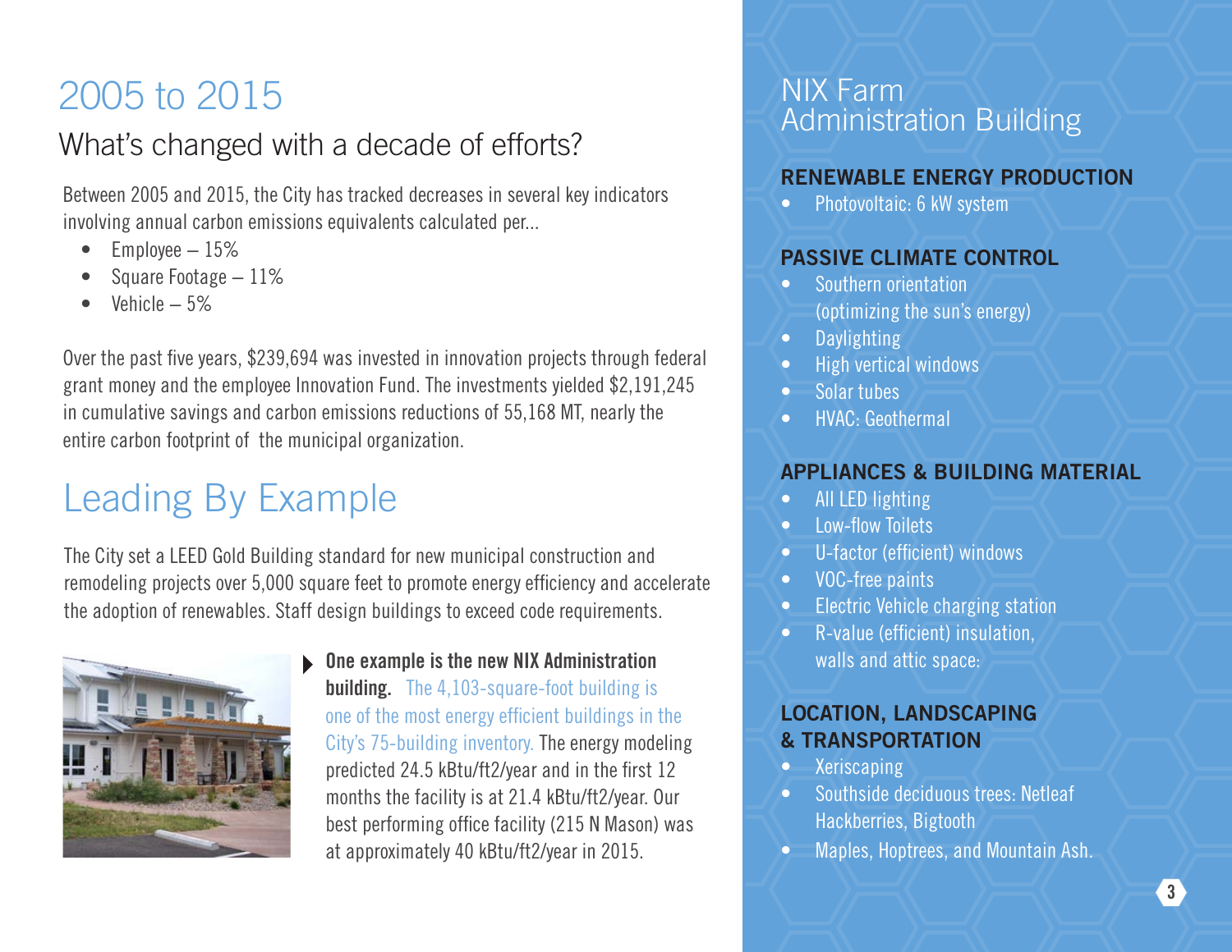# 2005 to 2015

## What's changed with a decade of efforts?

Between 2005 and 2015, the City has tracked decreases in several key indicators involving annual carbon emissions equivalents calculated per...

- Employee – 15%
- Square Footage – 11%
- Vehicle – 5%

Over the past five years, $239,694 was invested in innovation projects through federal grant money and the employee Innovation Fund. The investments yielded $2,191,245 in cumulative savings and carbon emissions reductions of 55,168 MT, nearly the entire carbon footprint of the municipal organization.

# Leading By Example

The City set a LEED Gold Building standard for new municipal construction and remodeling projects over 5,000 square feet to promote energy efficiency and accelerate the adoption of renewables. Staff design buildings to exceed code requirements.

**One example is the new NIX Administration building.** The 4,103-square-foot building is one of the most energy efficient buildings in the City's 75-building inventory. The energy modeling predicted 24.5 kBtu/ft2/year and in the first 12 months the facility is at 21.4 kBtu/ft2/year. Our best performing office facility (215 N Mason) was at approximately 40 kBtu/ft2/year in 2015.

# NIX Farm Administration Building

### RENEWABLE ENERGY PRODUCTION

- Photovoltaic: 6 kW system

### PASSIVE CLIMATE CONTROL

- Southern orientation (optimizing the sun's energy)
- Daylighting
- High vertical windows
- Solar tubes
- HVAC: Geothermal

### APPLIANCES & BUILDING MATERIAL

- All LED lighting
- Low-flow Toilets
- U-factor (efficient) windows
- VOC-free paints
- Electric Vehicle charging station
- R-value (efficient) insulation, walls and attic space:

### LOCATION, LANDSCAPING & TRANSPORTATION

- Xeriscaping
- Southside deciduous trees: Netleaf Hackberries, Bigtooth
- Maples, Hoptrees, and Mountain Ash.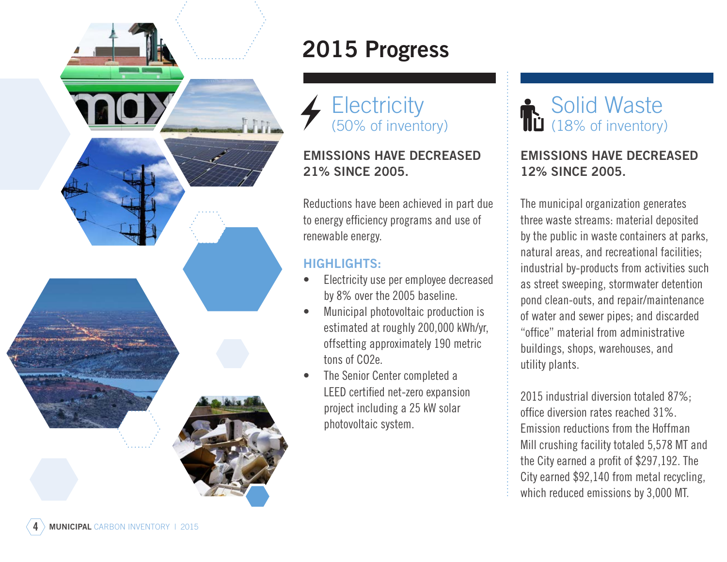# 2015 Progress

## Electricity
(50% of inventory)

**EMISSIONS HAVE DECREASED 21% SINCE 2005.**

Reductions have been achieved in part due to energy efficiency programs and use of renewable energy.

**HIGHLIGHTS:**

- Electricity use per employee decreased by 8% over the 2005 baseline.
- Municipal photovoltaic production is estimated at roughly 200,000 kWh/yr, offsetting approximately 190 metric tons of CO2e.
- The Senior Center completed a LEED certified net-zero expansion project including a 25 kW solar photovoltaic system.

## Solid Waste
(18% of inventory)

**EMISSIONS HAVE DECREASED 12% SINCE 2005.**

The municipal organization generates three waste streams: material deposited by the public in waste containers at parks, natural areas, and recreational facilities; industrial by-products from activities such as street sweeping, stormwater detention pond clean-outs, and repair/maintenance of water and sewer pipes; and discarded "office" material from administrative buildings, shops, warehouses, and utility plants.

2015 industrial diversion totaled 87%; office diversion rates reached 31%. Emission reductions from the Hoffman Mill crushing facility totaled 5,578 MT and the City earned a profit of $297,192. The City earned $92,140 from metal recycling, which reduced emissions by 3,000 MT.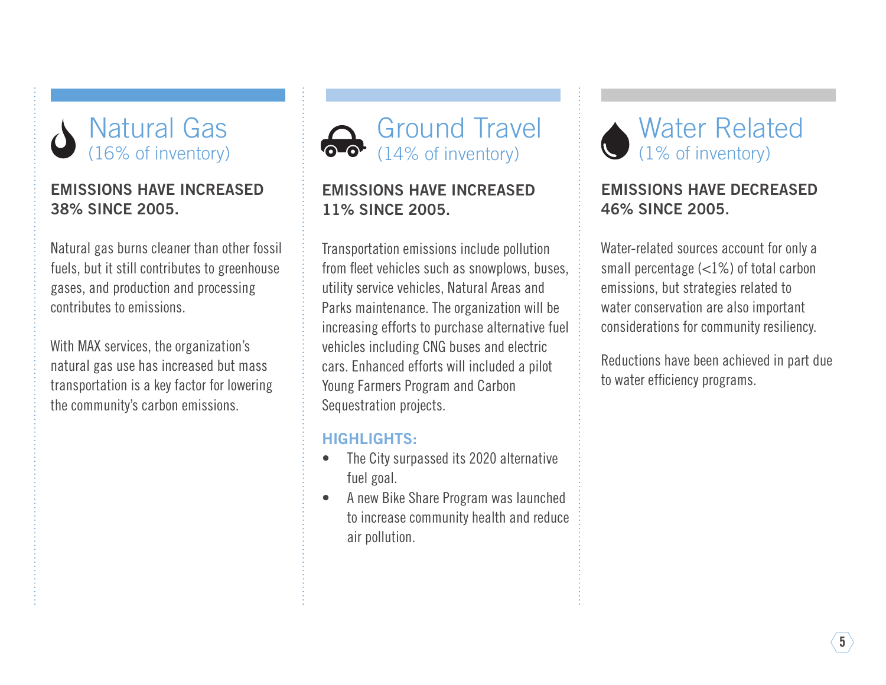## Natural Gas
(16% of inventory)

**EMISSIONS HAVE INCREASED 38% SINCE 2005.**

Natural gas burns cleaner than other fossil fuels, but it still contributes to greenhouse gases, and production and processing contributes to emissions.

With MAX services, the organization's natural gas use has increased but mass transportation is a key factor for lowering the community's carbon emissions.

## Ground Travel
(14% of inventory)

**EMISSIONS HAVE INCREASED 11% SINCE 2005.**

Transportation emissions include pollution from fleet vehicles such as snowplows, buses, utility service vehicles, Natural Areas and Parks maintenance. The organization will be increasing efforts to purchase alternative fuel vehicles including CNG buses and electric cars. Enhanced efforts will included a pilot Young Farmers Program and Carbon Sequestration projects.

### HIGHLIGHTS:

- The City surpassed its 2020 alternative fuel goal.
- A new Bike Share Program was launched to increase community health and reduce air pollution.

## Water Related
(1% of inventory)

**EMISSIONS HAVE DECREASED 46% SINCE 2005.**

Water-related sources account for only a small percentage (<1%) of total carbon emissions, but strategies related to water conservation are also important considerations for community resiliency.

Reductions have been achieved in part due to water efficiency programs.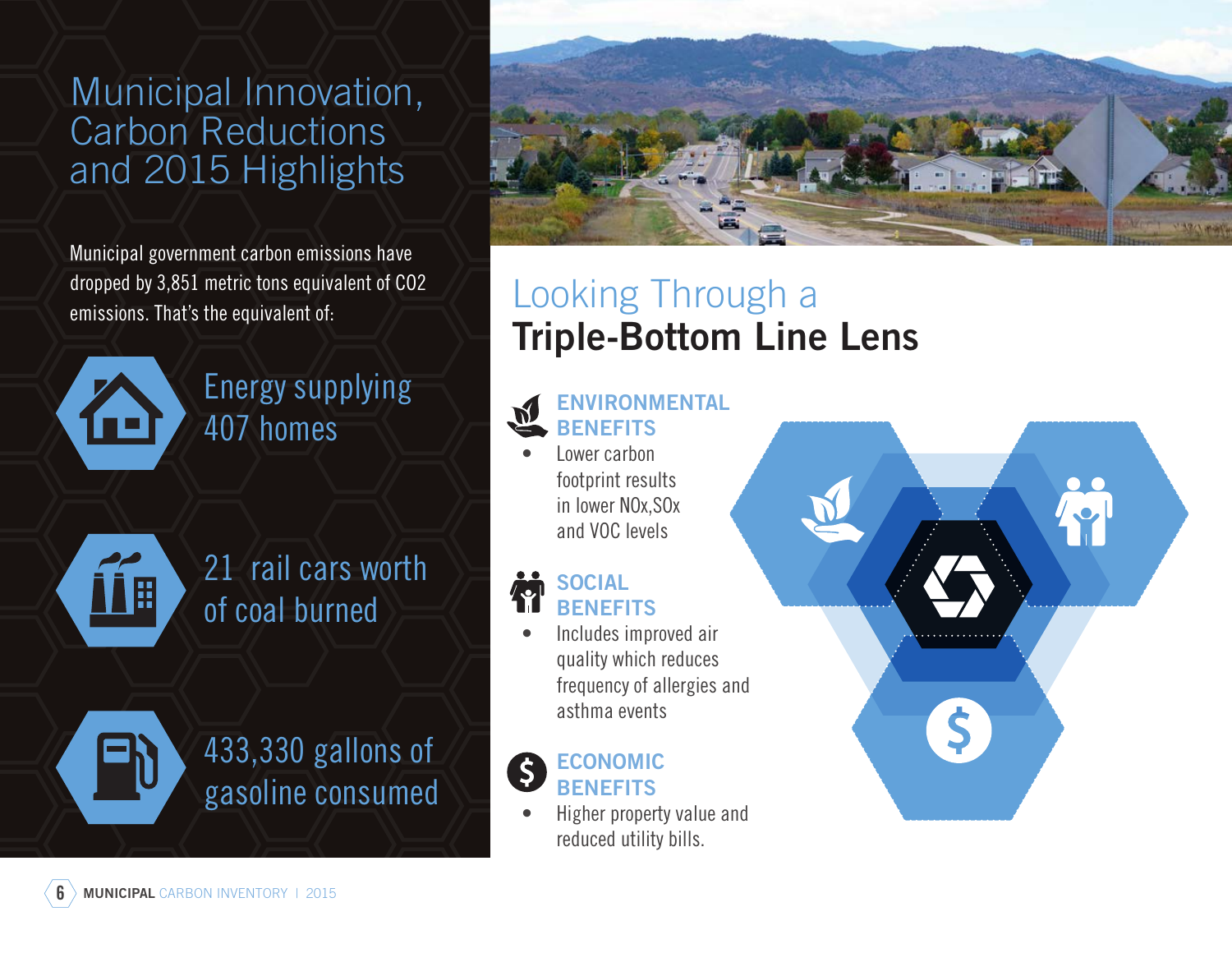# Municipal Innovation, Carbon Reductions and 2015 Highlights

Municipal government carbon emissions have dropped by 3,851 metric tons equivalent of $CO_2$ emissions. That's the equivalent of:

- Energy supplying 407 homes
- 21 rail cars worth of coal burned
- 433,330 gallons of gasoline consumed

## Looking Through a **Triple-Bottom Line Lens**

### ENVIRONMENTAL BENEFITS

- Lower carbon footprint results in lower NOx,SOx and VOC levels

### SOCIAL BENEFITS

- Includes improved air quality which reduces frequency of allergies and asthma events

### ECONOMIC BENEFITS

- Higher property value and reduced utility bills.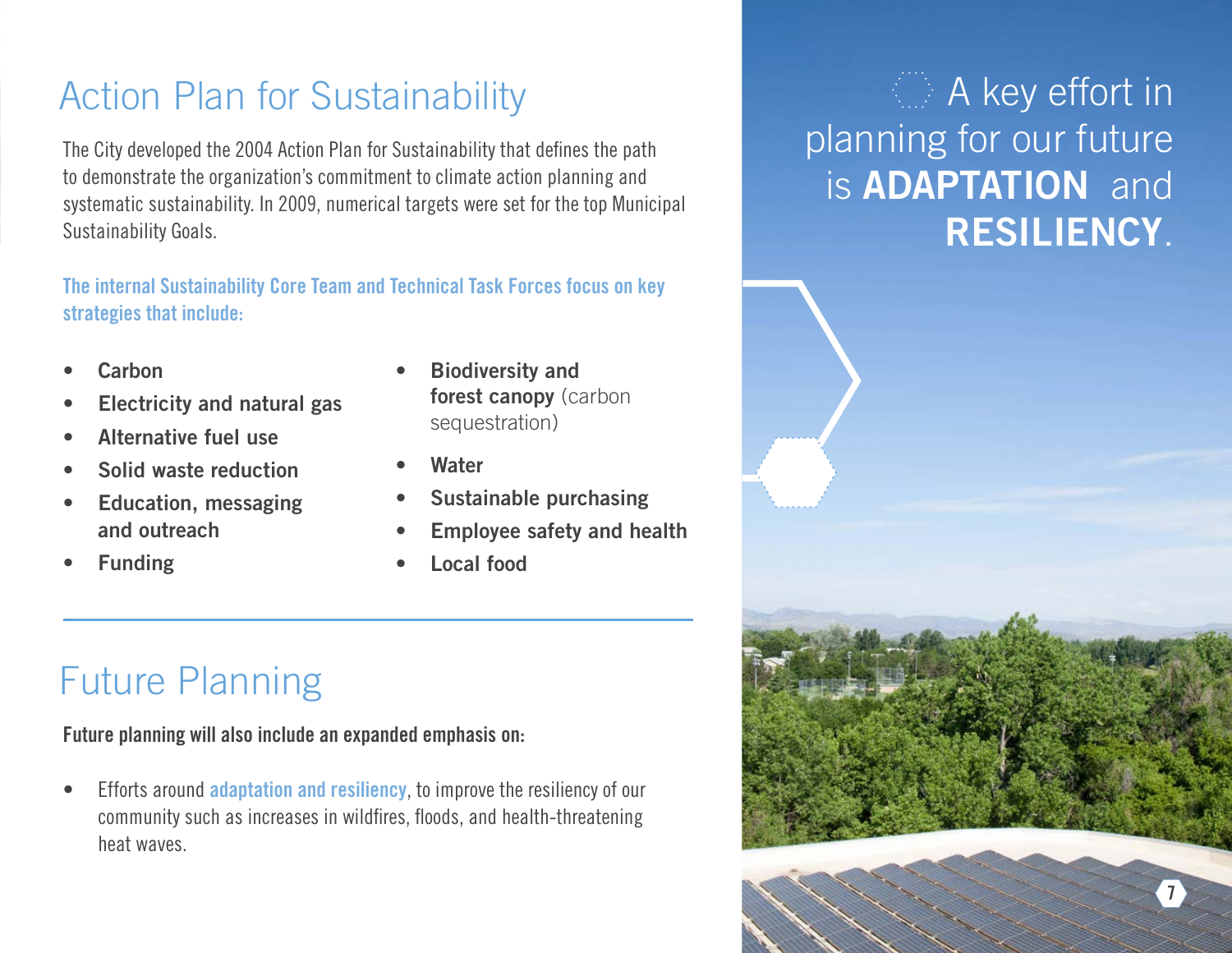## Action Plan for Sustainability

The City developed the 2004 Action Plan for Sustainability that defines the path to demonstrate the organization's commitment to climate action planning and systematic sustainability. In 2009, numerical targets were set for the top Municipal Sustainability Goals.

**The internal Sustainability Core Team and Technical Task Forces focus on key strategies that include:**

- **Carbon**
- **Electricity and natural gas**
- **Alternative fuel use**
- **Solid waste reduction**
- **Education, messaging and outreach**
- **Funding**
- **Biodiversity and forest canopy** (carbon sequestration)
- **Water**
- **Sustainable purchasing**
- **Employee safety and health**
- **Local food**

## Future Planning

**Future planning will also include an expanded emphasis on:**

- Efforts around adaptation and resiliency, to improve the resiliency of our community such as increases in wildfires, floods, and health-threatening heat waves.

A key effort in planning for our future is **ADAPTATION** and **RESILIENCY**.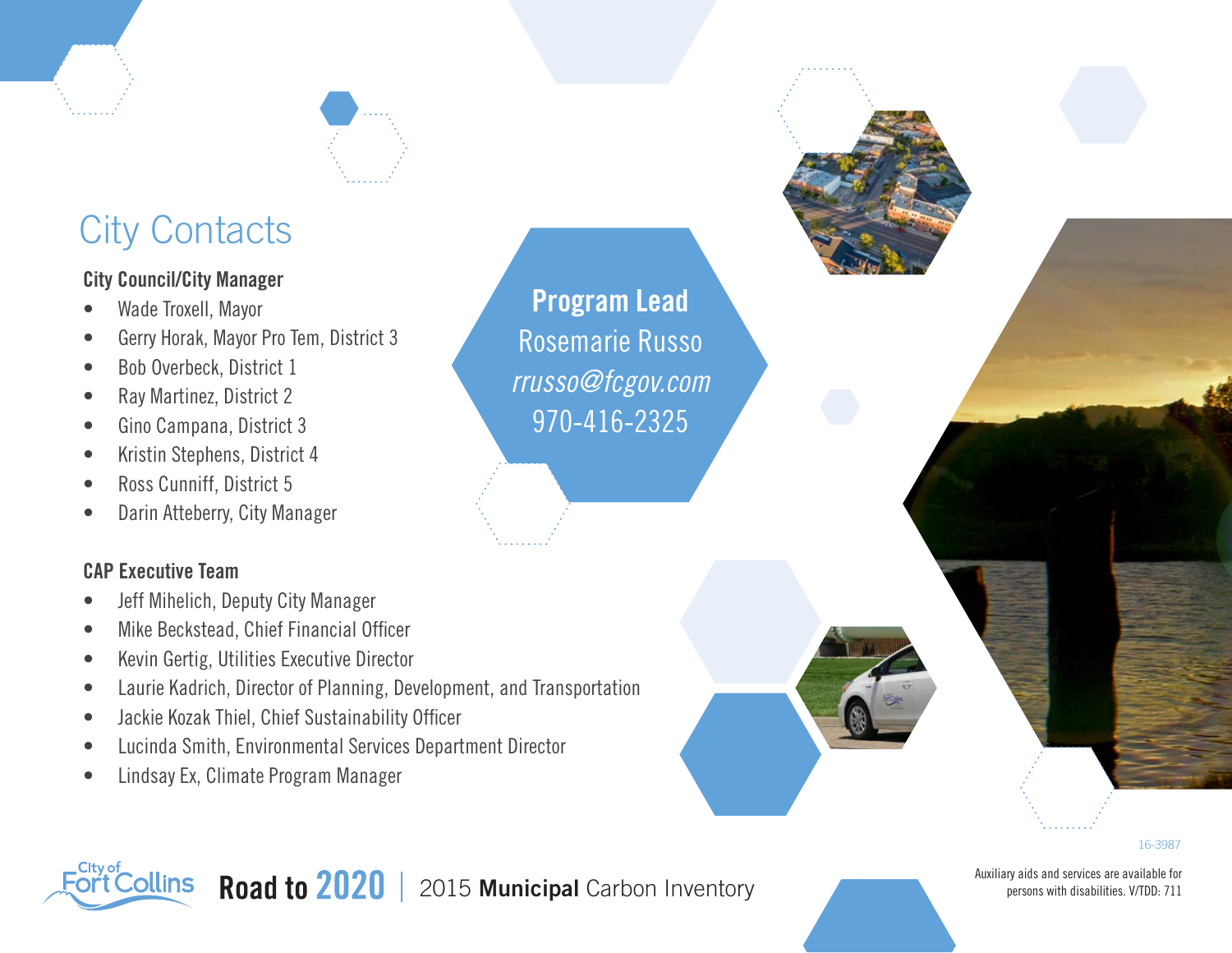# City Contacts

### City Council/City Manager

- Wade Troxell, Mayor
- Gerry Horak, Mayor Pro Tem, District 3
- Bob Overbeck, District 1
- Ray Martinez, District 2
- Gino Campana, District 3
- Kristin Stephens, District 4
- Ross Cunniff, District 5
- Darin Atteberry, City Manager

### CAP Executive Team

- Jeff Mihelich, Deputy City Manager
- Mike Beckstead, Chief Financial Officer
- Kevin Gertig, Utilities Executive Director
- Laurie Kadrich, Director of Planning, Development, and Transportation
- Jackie Kozak Thiel, Chief Sustainability Officer
- Lucinda Smith, Environmental Services Department Director
- Lindsay Ex, Climate Program Manager

**Program Lead**
Rosemarie Russo
*rrusso@fcgov.com*
970-416-2325

16-3987

Auxiliary aids and services are available for persons with disabilities. V/TDD: 711

City of Fort Collins **Road to 2020** | 2015 **Municipal** Carbon Inventory